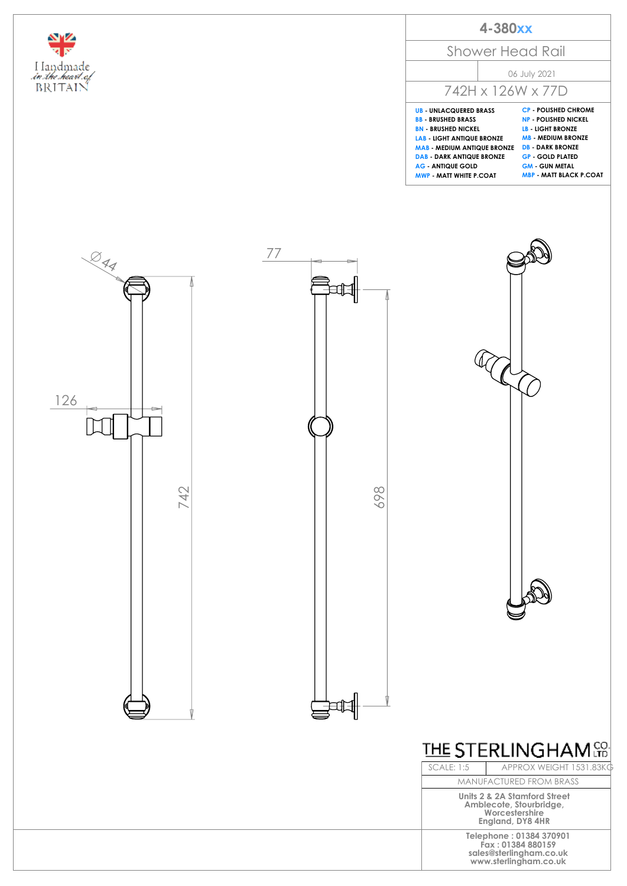Handmade
*in the heart of*
BRITAIN

# 4-380xx

## Shower Head Rail

06 July 2021

742H x 126W x 77D

| | |
|---|---|
| **UB** - UNLACQUERED BRASS | **CP** - POLISHED CHROME |
| **BB** - BRUSHED BRASS | **NP** - POLISHED NICKEL |
| **BN** - BRUSHED NICKEL | **LB** - LIGHT BRONZE |
| **LAB** - LIGHT ANTIQUE BRONZE | **MB** - MEDIUM BRONZE |
| **MAB** - MEDIUM ANTIQUE BRONZE | **DB** - DARK BRONZE |
| **DAB** - DARK ANTIQUE BRONZE | **GP** - GOLD PLATED |
| **AG** - ANTIQUE GOLD | **GM** - GUN METAL |
| **MWP** - MATT WHITE P.COAT | **MBP** - MATT BLACK P.COAT |

Ø44

77

126

742

698

THE STERLINGHAM CO. LTD

| | |
|---|---|
| SCALE: 1:5 | APPROX WEIGHT 1531.83KG |

MANUFACTURED FROM BRASS

**Units 2 & 2A Stamford Street**
**Amblecote, Stourbridge,**
**Worcestershire**
**England, DY8 4HR**

**Telephone : 01384 370901**
**Fax : 01384 880159**
**sales@sterlingham.co.uk**
**www.sterlingham.co.uk**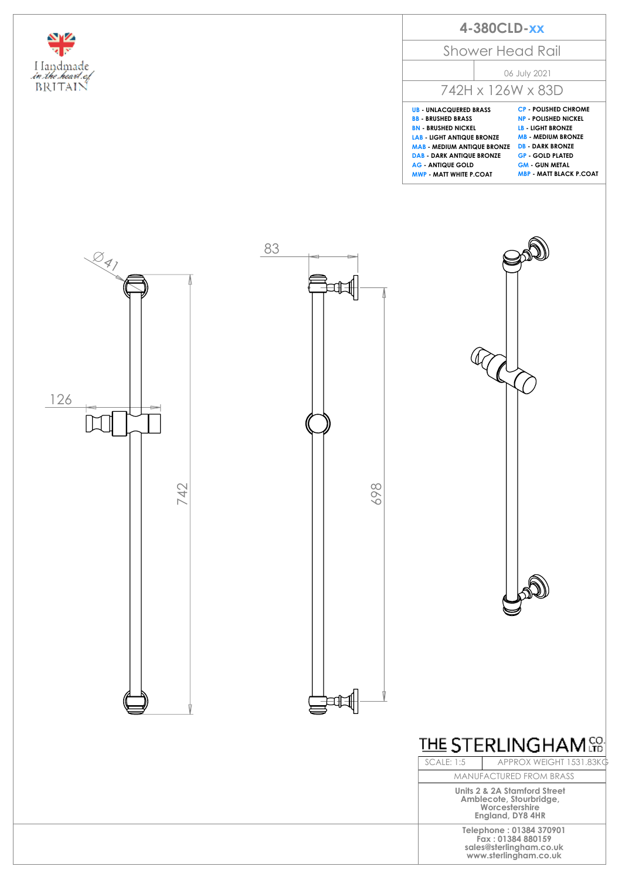Handmade in the heart of BRITAIN

# 4-380CLD-xx

## Shower Head Rail

06 July 2021

742H x 126W x 83D

| | |
|---|---|
| **UB - UNLACQUERED BRASS** | **CP - POLISHED CHROME** |
| **BB - BRUSHED BRASS** | **NP - POLISHED NICKEL** |
| **BN - BRUSHED NICKEL** | **LB - LIGHT BRONZE** |
| **LAB - LIGHT ANTIQUE BRONZE** | **MB - MEDIUM BRONZE** |
| **MAB - MEDIUM ANTIQUE BRONZE** | **DB - DARK BRONZE** |
| **DAB - DARK ANTIQUE BRONZE** | **GP - GOLD PLATED** |
| **AG - ANTIQUE GOLD** | **GM - GUN METAL** |
| **MWP - MATT WHITE P.COAT** | **MBP - MATT BLACK P.COAT** |

Ø41

126

742

83

698

THE STERLINGHAM CO. LTD

| | |
|---|---|
| SCALE: 1:5 | APPROX WEIGHT 1531.83KG |

MANUFACTURED FROM BRASS

**Units 2 & 2A Stamford Street**
**Amblecote, Stourbridge,**
**Worcestershire**
**England, DY8 4HR**

**Telephone : 01384 370901**
**Fax : 01384 880159**
**sales@sterlingham.co.uk**
**www.sterlingham.co.uk**